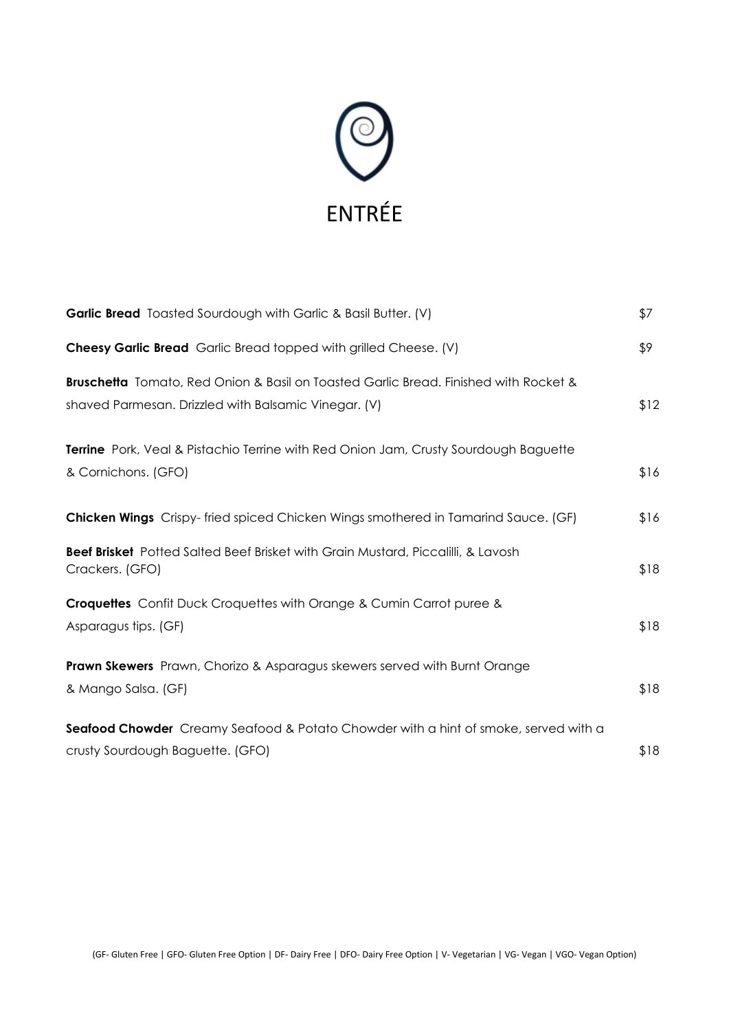# ENTRÉE

**Garlic Bread** Toasted Sourdough with Garlic & Basil Butter. (V) $7

**Cheesy Garlic Bread** Garlic Bread topped with grilled Cheese. (V) $9

**Bruschetta** Tomato, Red Onion & Basil on Toasted Garlic Bread. Finished with Rocket & shaved Parmesan. Drizzled with Balsamic Vinegar. (V) $12

**Terrine** Pork, Veal & Pistachio Terrine with Red Onion Jam, Crusty Sourdough Baguette & Cornichons. (GFO) $16

**Chicken Wings** Crispy- fried spiced Chicken Wings smothered in Tamarind Sauce. (GF) $16

**Beef Brisket** Potted Salted Beef Brisket with Grain Mustard, Piccalilli, & Lavosh Crackers. (GFO) $18

**Croquettes** Confit Duck Croquettes with Orange & Cumin Carrot puree & Asparagus tips. (GF) $18

**Prawn Skewers** Prawn, Chorizo & Asparagus skewers served with Burnt Orange & Mango Salsa. (GF) $18

**Seafood Chowder** Creamy Seafood & Potato Chowder with a hint of smoke, served with a crusty Sourdough Baguette. (GFO) $18

(GF- Gluten Free | GFO- Gluten Free Option | DF- Dairy Free | DFO- Dairy Free Option | V- Vegetarian | VG- Vegan | VGO- Vegan Option)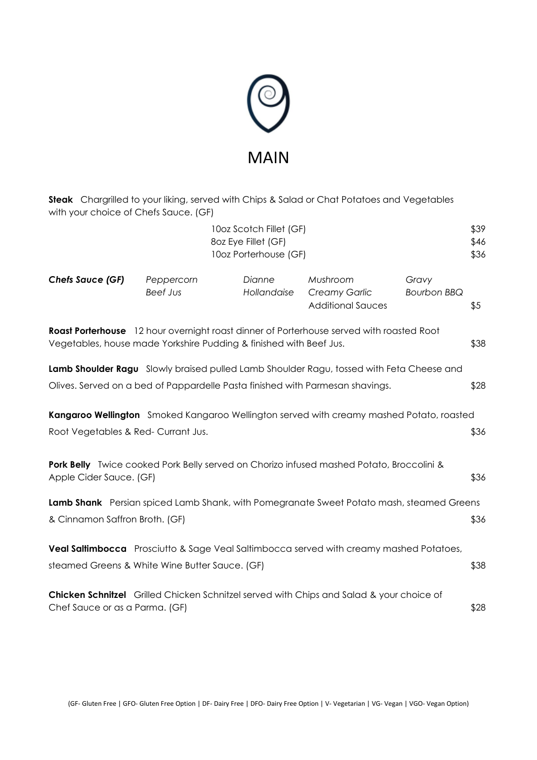# MAIN

**Steak** Chargrilled to your liking, served with Chips & Salad or Chat Potatoes and Vegetables with your choice of Chefs Sauce. (GF)

| | |
|---|---|
| 10oz Scotch Fillet (GF) | $39 |
| 8oz Eye Fillet (GF) | $46 |
| 10oz Porterhouse (GF) | $36 |

| ***Chefs Sauce (GF)*** | *Peppercorn* | *Dianne* | *Mushroom* | *Gravy* | |
|---|---|---|---|---|---|
| | *Beef Jus* | *Hollandaise* | *Creamy Garlic* | *Bourbon BBQ* | |
| | | | Additional Sauces | | $5 |

**Roast Porterhouse** 12 hour overnight roast dinner of Porterhouse served with roasted Root Vegetables, house made Yorkshire Pudding & finished with Beef Jus. $38

**Lamb Shoulder Ragu** Slowly braised pulled Lamb Shoulder Ragu, tossed with Feta Cheese and Olives. Served on a bed of Pappardelle Pasta finished with Parmesan shavings. $28

**Kangaroo Wellington** Smoked Kangaroo Wellington served with creamy mashed Potato, roasted Root Vegetables & Red- Currant Jus. $36

**Pork Belly** Twice cooked Pork Belly served on Chorizo infused mashed Potato, Broccolini & Apple Cider Sauce. (GF) $36

**Lamb Shank** Persian spiced Lamb Shank, with Pomegranate Sweet Potato mash, steamed Greens & Cinnamon Saffron Broth. (GF) $36

**Veal Saltimbocca** Prosciutto & Sage Veal Saltimbocca served with creamy mashed Potatoes, steamed Greens & White Wine Butter Sauce. (GF) $38

**Chicken Schnitzel** Grilled Chicken Schnitzel served with Chips and Salad & your choice of Chef Sauce or as a Parma. (GF) $28

(GF- Gluten Free | GFO- Gluten Free Option | DF- Dairy Free | DFO- Dairy Free Option | V- Vegetarian | VG- Vegan | VGO- Vegan Option)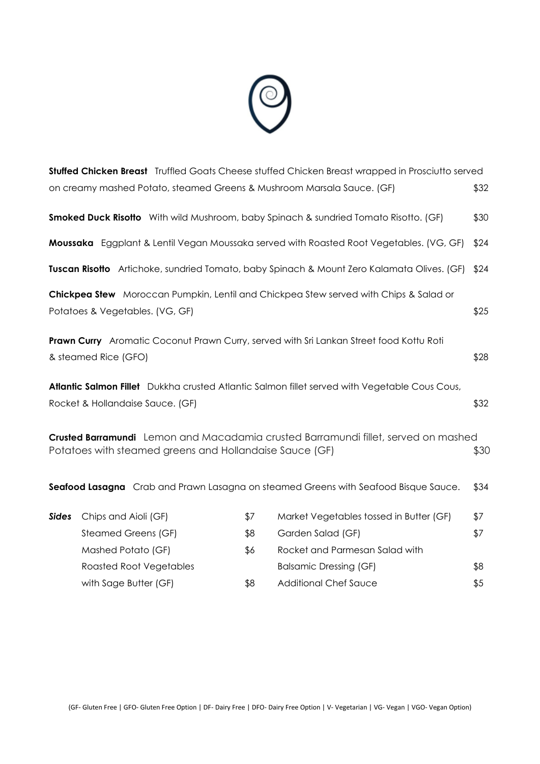**Stuffed Chicken Breast** Truffled Goats Cheese stuffed Chicken Breast wrapped in Prosciutto served on creamy mashed Potato, steamed Greens & Mushroom Marsala Sauce. (GF) $32

**Smoked Duck Risotto** With wild Mushroom, baby Spinach & sundried Tomato Risotto. (GF) $30

**Moussaka** Eggplant & Lentil Vegan Moussaka served with Roasted Root Vegetables. (VG, GF) $24

**Tuscan Risotto** Artichoke, sundried Tomato, baby Spinach & Mount Zero Kalamata Olives. (GF) $24

**Chickpea Stew** Moroccan Pumpkin, Lentil and Chickpea Stew served with Chips & Salad or Potatoes & Vegetables. (VG, GF) $25

**Prawn Curry** Aromatic Coconut Prawn Curry, served with Sri Lankan Street food Kottu Roti & steamed Rice (GFO) $28

**Atlantic Salmon Fillet** Dukkha crusted Atlantic Salmon fillet served with Vegetable Cous Cous, Rocket & Hollandaise Sauce. (GF) $32

**Crusted Barramundi** Lemon and Macadamia crusted Barramundi fillet, served on mashed Potatoes with steamed greens and Hollandaise Sauce (GF) $30

**Seafood Lasagna** Crab and Prawn Lasagna on steamed Greens with Seafood Bisque Sauce. $34

***Sides***

| | | | |
|---|---|---|---|
| Chips and Aioli (GF) | $7 | Market Vegetables tossed in Butter (GF) | $7 |
| Steamed Greens (GF) | $8 | Garden Salad (GF) | $7 |
| Mashed Potato (GF) | $6 | Rocket and Parmesan Salad with Balsamic Dressing (GF) | $8 |
| Roasted Root Vegetables with Sage Butter (GF) | $8 | Additional Chef Sauce | $5 |

(GF- Gluten Free | GFO- Gluten Free Option | DF- Dairy Free | DFO- Dairy Free Option | V- Vegetarian | VG- Vegan | VGO- Vegan Option)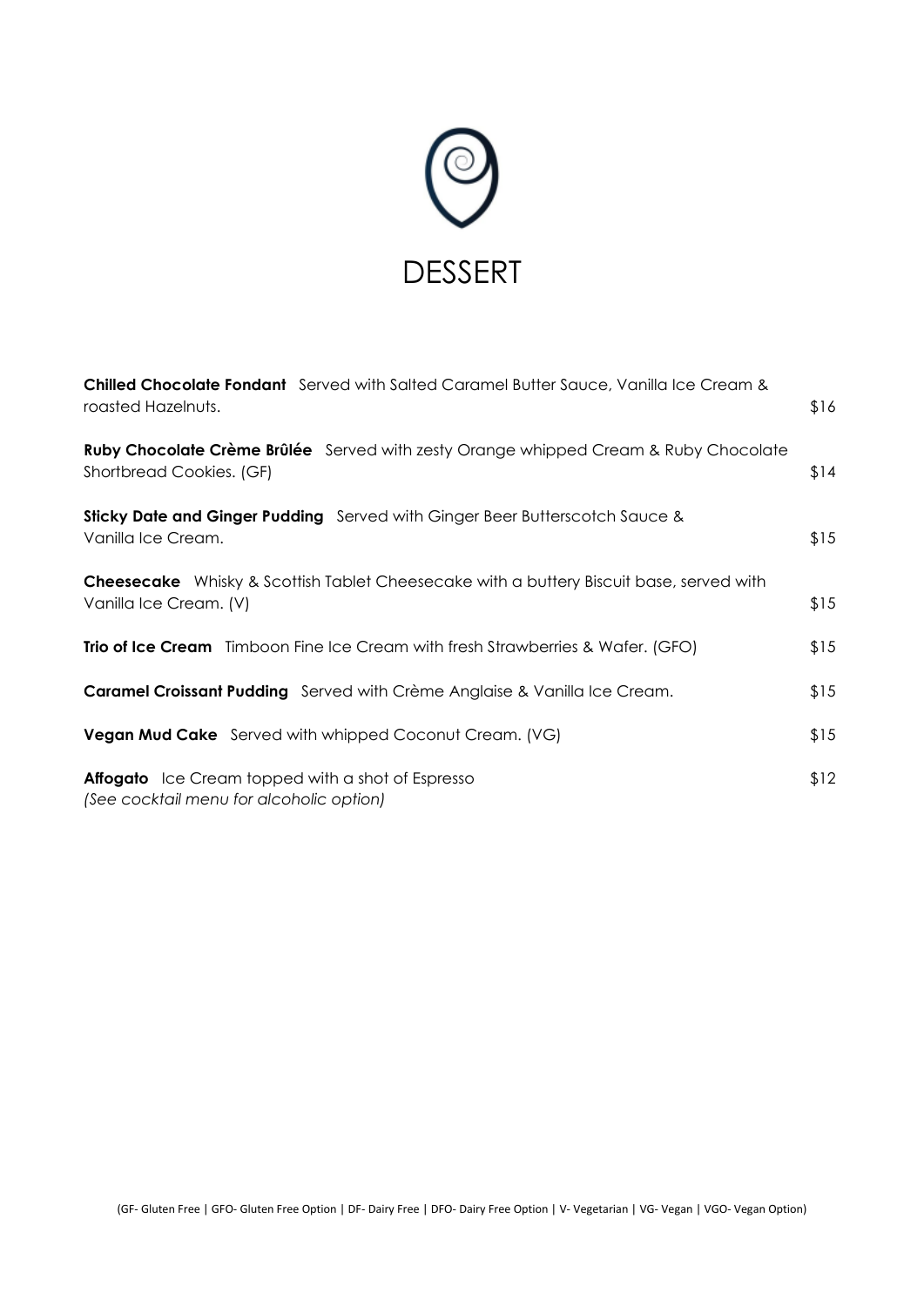# DESSERT

**Chilled Chocolate Fondant** Served with Salted Caramel Butter Sauce, Vanilla Ice Cream & roasted Hazelnuts. $16

**Ruby Chocolate Crème Brûlée** Served with zesty Orange whipped Cream & Ruby Chocolate Shortbread Cookies. (GF) $14

**Sticky Date and Ginger Pudding** Served with Ginger Beer Butterscotch Sauce & Vanilla Ice Cream. $15

**Cheesecake** Whisky & Scottish Tablet Cheesecake with a buttery Biscuit base, served with Vanilla Ice Cream. (V) $15

**Trio of Ice Cream** Timboon Fine Ice Cream with fresh Strawberries & Wafer. (GFO) $15

**Caramel Croissant Pudding** Served with Crème Anglaise & Vanilla Ice Cream. $15

**Vegan Mud Cake** Served with whipped Coconut Cream. (VG) $15

**Affogato** Ice Cream topped with a shot of Espresso $12
*(See cocktail menu for alcoholic option)*

(GF- Gluten Free | GFO- Gluten Free Option | DF- Dairy Free | DFO- Dairy Free Option | V- Vegetarian | VG- Vegan | VGO- Vegan Option)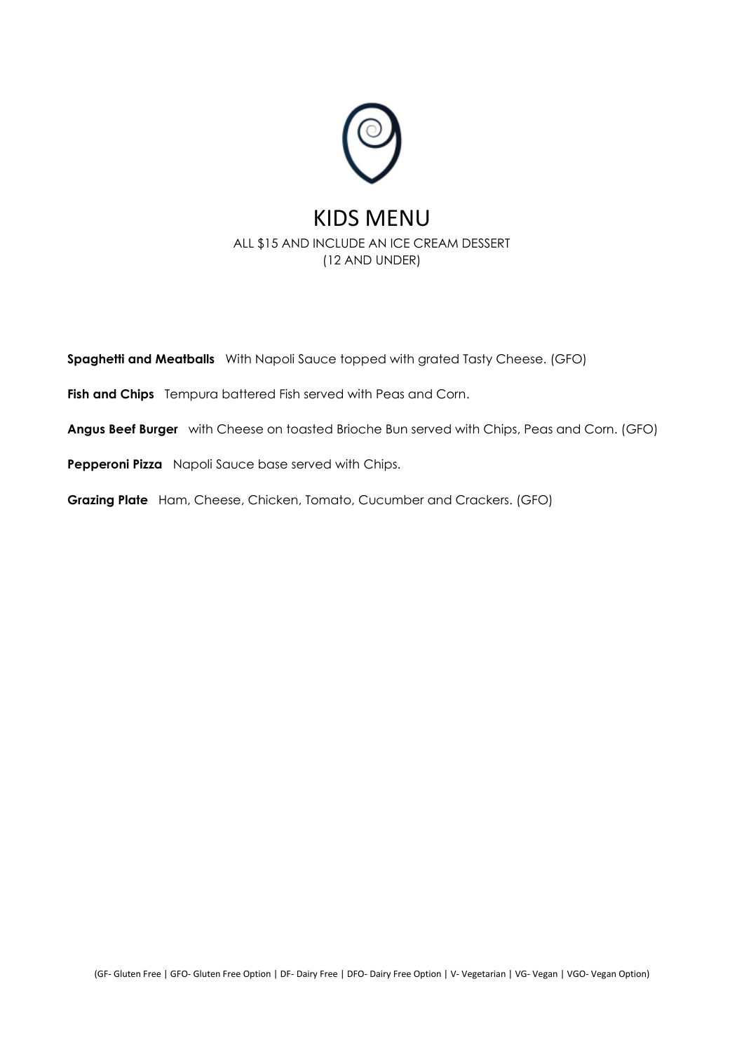# KIDS MENU

ALL $15 AND INCLUDE AN ICE CREAM DESSERT
(12 AND UNDER)

**Spaghetti and Meatballs** With Napoli Sauce topped with grated Tasty Cheese. (GFO)

**Fish and Chips** Tempura battered Fish served with Peas and Corn.

**Angus Beef Burger** with Cheese on toasted Brioche Bun served with Chips, Peas and Corn. (GFO)

**Pepperoni Pizza** Napoli Sauce base served with Chips.

**Grazing Plate** Ham, Cheese, Chicken, Tomato, Cucumber and Crackers. (GFO)

(GF- Gluten Free | GFO- Gluten Free Option | DF- Dairy Free | DFO- Dairy Free Option | V- Vegetarian | VG- Vegan | VGO- Vegan Option)